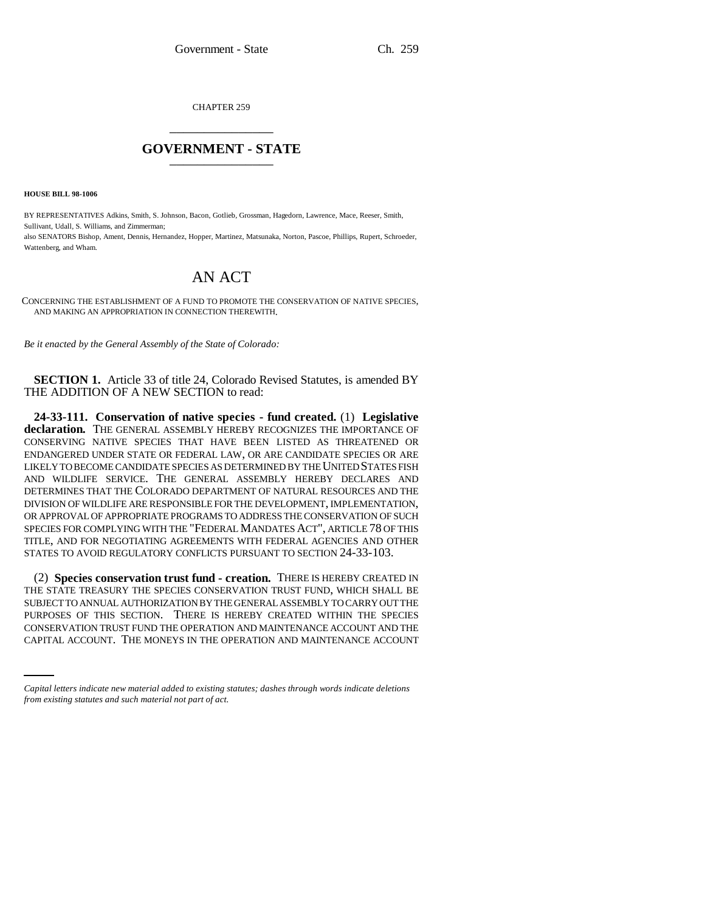CHAPTER 259

# GOVERNMENT - STATE

**HOUSE BILL 98-1006**

BY REPRESENTATIVES Adkins, Smith, S. Johnson, Bacon, Gotlieb, Grossman, Hagedorn, Lawrence, Mace, Reeser, Smith, Sullivant, Udall, S. Williams, and Zimmerman;
also SENATORS Bishop, Ament, Dennis, Hernandez, Hopper, Martinez, Matsunaka, Norton, Pascoe, Phillips, Rupert, Schroeder, Wattenberg, and Wham.

# AN ACT

CONCERNING THE ESTABLISHMENT OF A FUND TO PROMOTE THE CONSERVATION OF NATIVE SPECIES, AND MAKING AN APPROPRIATION IN CONNECTION THEREWITH.

*Be it enacted by the General Assembly of the State of Colorado:*

**SECTION 1.** Article 33 of title 24, Colorado Revised Statutes, is amended BY THE ADDITION OF A NEW SECTION to read:

**24-33-111. Conservation of native species - fund created.** (1) **Legislative declaration.** THE GENERAL ASSEMBLY HEREBY RECOGNIZES THE IMPORTANCE OF CONSERVING NATIVE SPECIES THAT HAVE BEEN LISTED AS THREATENED OR ENDANGERED UNDER STATE OR FEDERAL LAW, OR ARE CANDIDATE SPECIES OR ARE LIKELY TO BECOME CANDIDATE SPECIES AS DETERMINED BY THE UNITED STATES FISH AND WILDLIFE SERVICE. THE GENERAL ASSEMBLY HEREBY DECLARES AND DETERMINES THAT THE COLORADO DEPARTMENT OF NATURAL RESOURCES AND THE DIVISION OF WILDLIFE ARE RESPONSIBLE FOR THE DEVELOPMENT, IMPLEMENTATION, OR APPROVAL OF APPROPRIATE PROGRAMS TO ADDRESS THE CONSERVATION OF SUCH SPECIES FOR COMPLYING WITH THE "FEDERAL MANDATES ACT", ARTICLE 78 OF THIS TITLE, AND FOR NEGOTIATING AGREEMENTS WITH FEDERAL AGENCIES AND OTHER STATES TO AVOID REGULATORY CONFLICTS PURSUANT TO SECTION 24-33-103.

(2) **Species conservation trust fund - creation.** THERE IS HEREBY CREATED IN THE STATE TREASURY THE SPECIES CONSERVATION TRUST FUND, WHICH SHALL BE SUBJECT TO ANNUAL AUTHORIZATION BY THE GENERAL ASSEMBLY TO CARRY OUT THE PURPOSES OF THIS SECTION. THERE IS HEREBY CREATED WITHIN THE SPECIES CONSERVATION TRUST FUND THE OPERATION AND MAINTENANCE ACCOUNT AND THE CAPITAL ACCOUNT. THE MONEYS IN THE OPERATION AND MAINTENANCE ACCOUNT

*Capital letters indicate new material added to existing statutes; dashes through words indicate deletions from existing statutes and such material not part of act.*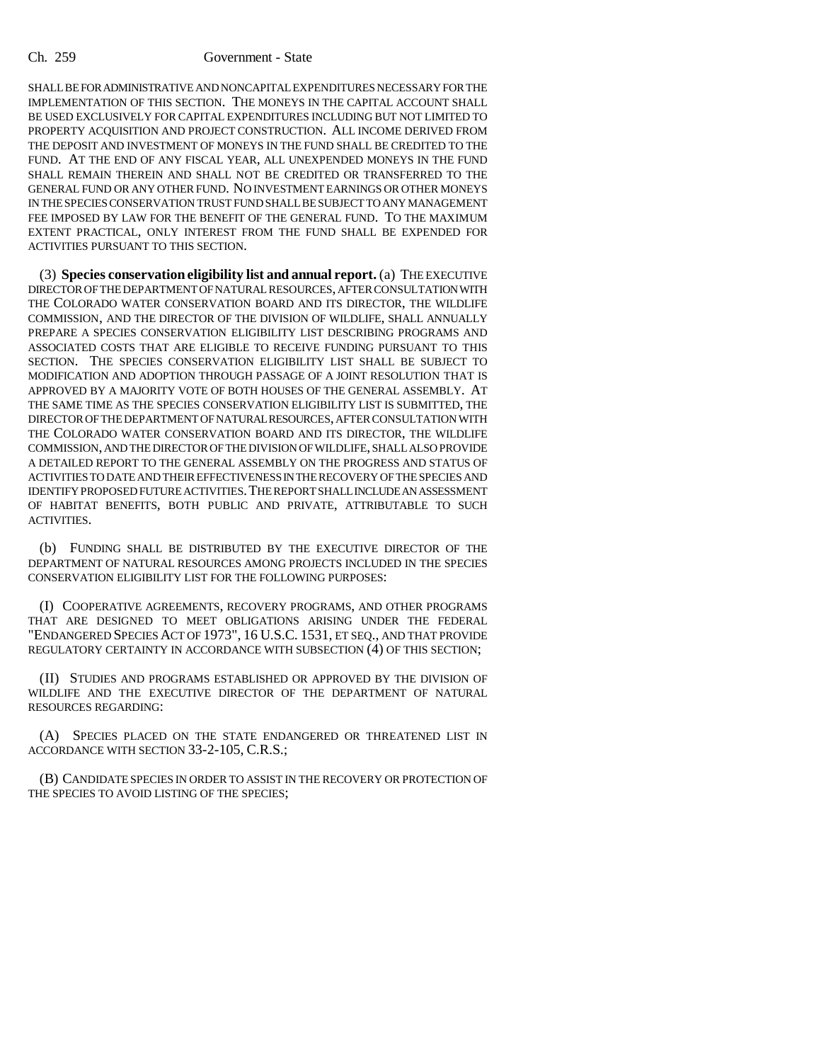SHALL BE FOR ADMINISTRATIVE AND NONCAPITAL EXPENDITURES NECESSARY FOR THE IMPLEMENTATION OF THIS SECTION. THE MONEYS IN THE CAPITAL ACCOUNT SHALL BE USED EXCLUSIVELY FOR CAPITAL EXPENDITURES INCLUDING BUT NOT LIMITED TO PROPERTY ACQUISITION AND PROJECT CONSTRUCTION. ALL INCOME DERIVED FROM THE DEPOSIT AND INVESTMENT OF MONEYS IN THE FUND SHALL BE CREDITED TO THE FUND. AT THE END OF ANY FISCAL YEAR, ALL UNEXPENDED MONEYS IN THE FUND SHALL REMAIN THEREIN AND SHALL NOT BE CREDITED OR TRANSFERRED TO THE GENERAL FUND OR ANY OTHER FUND. NO INVESTMENT EARNINGS OR OTHER MONEYS IN THE SPECIES CONSERVATION TRUST FUND SHALL BE SUBJECT TO ANY MANAGEMENT FEE IMPOSED BY LAW FOR THE BENEFIT OF THE GENERAL FUND. TO THE MAXIMUM EXTENT PRACTICAL, ONLY INTEREST FROM THE FUND SHALL BE EXPENDED FOR ACTIVITIES PURSUANT TO THIS SECTION.

(3) **Species conservation eligibility list and annual report.** (a) THE EXECUTIVE DIRECTOR OF THE DEPARTMENT OF NATURAL RESOURCES, AFTER CONSULTATION WITH THE COLORADO WATER CONSERVATION BOARD AND ITS DIRECTOR, THE WILDLIFE COMMISSION, AND THE DIRECTOR OF THE DIVISION OF WILDLIFE, SHALL ANNUALLY PREPARE A SPECIES CONSERVATION ELIGIBILITY LIST DESCRIBING PROGRAMS AND ASSOCIATED COSTS THAT ARE ELIGIBLE TO RECEIVE FUNDING PURSUANT TO THIS SECTION. THE SPECIES CONSERVATION ELIGIBILITY LIST SHALL BE SUBJECT TO MODIFICATION AND ADOPTION THROUGH PASSAGE OF A JOINT RESOLUTION THAT IS APPROVED BY A MAJORITY VOTE OF BOTH HOUSES OF THE GENERAL ASSEMBLY. AT THE SAME TIME AS THE SPECIES CONSERVATION ELIGIBILITY LIST IS SUBMITTED, THE DIRECTOR OF THE DEPARTMENT OF NATURAL RESOURCES, AFTER CONSULTATION WITH THE COLORADO WATER CONSERVATION BOARD AND ITS DIRECTOR, THE WILDLIFE COMMISSION, AND THE DIRECTOR OF THE DIVISION OF WILDLIFE, SHALL ALSO PROVIDE A DETAILED REPORT TO THE GENERAL ASSEMBLY ON THE PROGRESS AND STATUS OF ACTIVITIES TO DATE AND THEIR EFFECTIVENESS IN THE RECOVERY OF THE SPECIES AND IDENTIFY PROPOSED FUTURE ACTIVITIES. THE REPORT SHALL INCLUDE AN ASSESSMENT OF HABITAT BENEFITS, BOTH PUBLIC AND PRIVATE, ATTRIBUTABLE TO SUCH ACTIVITIES.

(b) FUNDING SHALL BE DISTRIBUTED BY THE EXECUTIVE DIRECTOR OF THE DEPARTMENT OF NATURAL RESOURCES AMONG PROJECTS INCLUDED IN THE SPECIES CONSERVATION ELIGIBILITY LIST FOR THE FOLLOWING PURPOSES:

(I) COOPERATIVE AGREEMENTS, RECOVERY PROGRAMS, AND OTHER PROGRAMS THAT ARE DESIGNED TO MEET OBLIGATIONS ARISING UNDER THE FEDERAL "ENDANGERED SPECIES ACT OF 1973", 16 U.S.C. 1531, ET SEQ., AND THAT PROVIDE REGULATORY CERTAINTY IN ACCORDANCE WITH SUBSECTION (4) OF THIS SECTION;

(II) STUDIES AND PROGRAMS ESTABLISHED OR APPROVED BY THE DIVISION OF WILDLIFE AND THE EXECUTIVE DIRECTOR OF THE DEPARTMENT OF NATURAL RESOURCES REGARDING:

(A) SPECIES PLACED ON THE STATE ENDANGERED OR THREATENED LIST IN ACCORDANCE WITH SECTION 33-2-105, C.R.S.;

(B) CANDIDATE SPECIES IN ORDER TO ASSIST IN THE RECOVERY OR PROTECTION OF THE SPECIES TO AVOID LISTING OF THE SPECIES;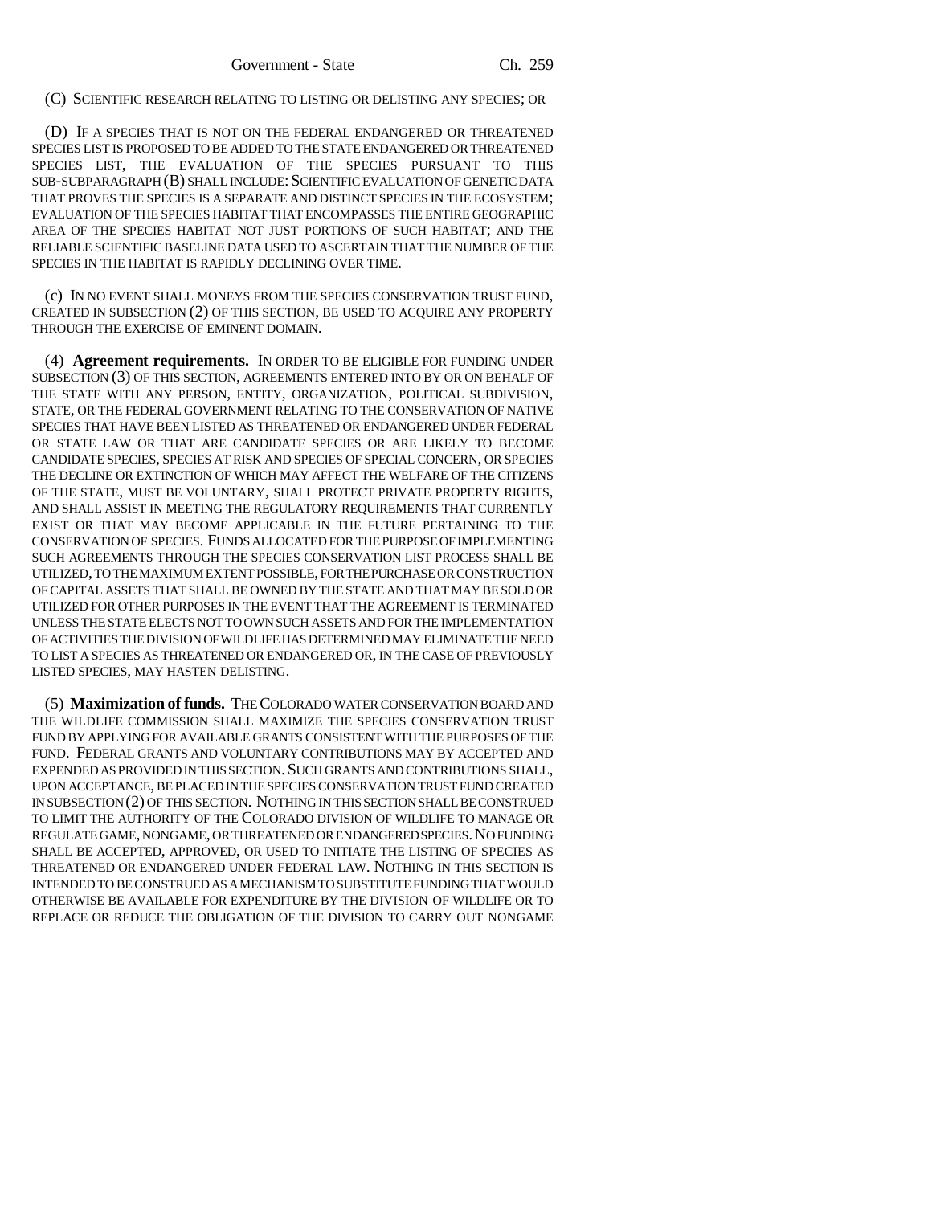(C) SCIENTIFIC RESEARCH RELATING TO LISTING OR DELISTING ANY SPECIES; OR

(D) IF A SPECIES THAT IS NOT ON THE FEDERAL ENDANGERED OR THREATENED SPECIES LIST IS PROPOSED TO BE ADDED TO THE STATE ENDANGERED OR THREATENED SPECIES LIST, THE EVALUATION OF THE SPECIES PURSUANT TO THIS SUB-SUBPARAGRAPH (B) SHALL INCLUDE: SCIENTIFIC EVALUATION OF GENETIC DATA THAT PROVES THE SPECIES IS A SEPARATE AND DISTINCT SPECIES IN THE ECOSYSTEM; EVALUATION OF THE SPECIES HABITAT THAT ENCOMPASSES THE ENTIRE GEOGRAPHIC AREA OF THE SPECIES HABITAT NOT JUST PORTIONS OF SUCH HABITAT; AND THE RELIABLE SCIENTIFIC BASELINE DATA USED TO ASCERTAIN THAT THE NUMBER OF THE SPECIES IN THE HABITAT IS RAPIDLY DECLINING OVER TIME.

(c) IN NO EVENT SHALL MONEYS FROM THE SPECIES CONSERVATION TRUST FUND, CREATED IN SUBSECTION (2) OF THIS SECTION, BE USED TO ACQUIRE ANY PROPERTY THROUGH THE EXERCISE OF EMINENT DOMAIN.

(4) **Agreement requirements.** IN ORDER TO BE ELIGIBLE FOR FUNDING UNDER SUBSECTION (3) OF THIS SECTION, AGREEMENTS ENTERED INTO BY OR ON BEHALF OF THE STATE WITH ANY PERSON, ENTITY, ORGANIZATION, POLITICAL SUBDIVISION, STATE, OR THE FEDERAL GOVERNMENT RELATING TO THE CONSERVATION OF NATIVE SPECIES THAT HAVE BEEN LISTED AS THREATENED OR ENDANGERED UNDER FEDERAL OR STATE LAW OR THAT ARE CANDIDATE SPECIES OR ARE LIKELY TO BECOME CANDIDATE SPECIES, SPECIES AT RISK AND SPECIES OF SPECIAL CONCERN, OR SPECIES THE DECLINE OR EXTINCTION OF WHICH MAY AFFECT THE WELFARE OF THE CITIZENS OF THE STATE, MUST BE VOLUNTARY, SHALL PROTECT PRIVATE PROPERTY RIGHTS, AND SHALL ASSIST IN MEETING THE REGULATORY REQUIREMENTS THAT CURRENTLY EXIST OR THAT MAY BECOME APPLICABLE IN THE FUTURE PERTAINING TO THE CONSERVATION OF SPECIES. FUNDS ALLOCATED FOR THE PURPOSE OF IMPLEMENTING SUCH AGREEMENTS THROUGH THE SPECIES CONSERVATION LIST PROCESS SHALL BE UTILIZED, TO THE MAXIMUM EXTENT POSSIBLE, FOR THE PURCHASE OR CONSTRUCTION OF CAPITAL ASSETS THAT SHALL BE OWNED BY THE STATE AND THAT MAY BE SOLD OR UTILIZED FOR OTHER PURPOSES IN THE EVENT THAT THE AGREEMENT IS TERMINATED UNLESS THE STATE ELECTS NOT TO OWN SUCH ASSETS AND FOR THE IMPLEMENTATION OF ACTIVITIES THE DIVISION OF WILDLIFE HAS DETERMINED MAY ELIMINATE THE NEED TO LIST A SPECIES AS THREATENED OR ENDANGERED OR, IN THE CASE OF PREVIOUSLY LISTED SPECIES, MAY HASTEN DELISTING.

(5) **Maximization of funds.** THE COLORADO WATER CONSERVATION BOARD AND THE WILDLIFE COMMISSION SHALL MAXIMIZE THE SPECIES CONSERVATION TRUST FUND BY APPLYING FOR AVAILABLE GRANTS CONSISTENT WITH THE PURPOSES OF THE FUND. FEDERAL GRANTS AND VOLUNTARY CONTRIBUTIONS MAY BY ACCEPTED AND EXPENDED AS PROVIDED IN THIS SECTION. SUCH GRANTS AND CONTRIBUTIONS SHALL, UPON ACCEPTANCE, BE PLACED IN THE SPECIES CONSERVATION TRUST FUND CREATED IN SUBSECTION (2) OF THIS SECTION. NOTHING IN THIS SECTION SHALL BE CONSTRUED TO LIMIT THE AUTHORITY OF THE COLORADO DIVISION OF WILDLIFE TO MANAGE OR REGULATE GAME, NONGAME, OR THREATENED OR ENDANGERED SPECIES. NO FUNDING SHALL BE ACCEPTED, APPROVED, OR USED TO INITIATE THE LISTING OF SPECIES AS THREATENED OR ENDANGERED UNDER FEDERAL LAW. NOTHING IN THIS SECTION IS INTENDED TO BE CONSTRUED AS A MECHANISM TO SUBSTITUTE FUNDING THAT WOULD OTHERWISE BE AVAILABLE FOR EXPENDITURE BY THE DIVISION OF WILDLIFE OR TO REPLACE OR REDUCE THE OBLIGATION OF THE DIVISION TO CARRY OUT NONGAME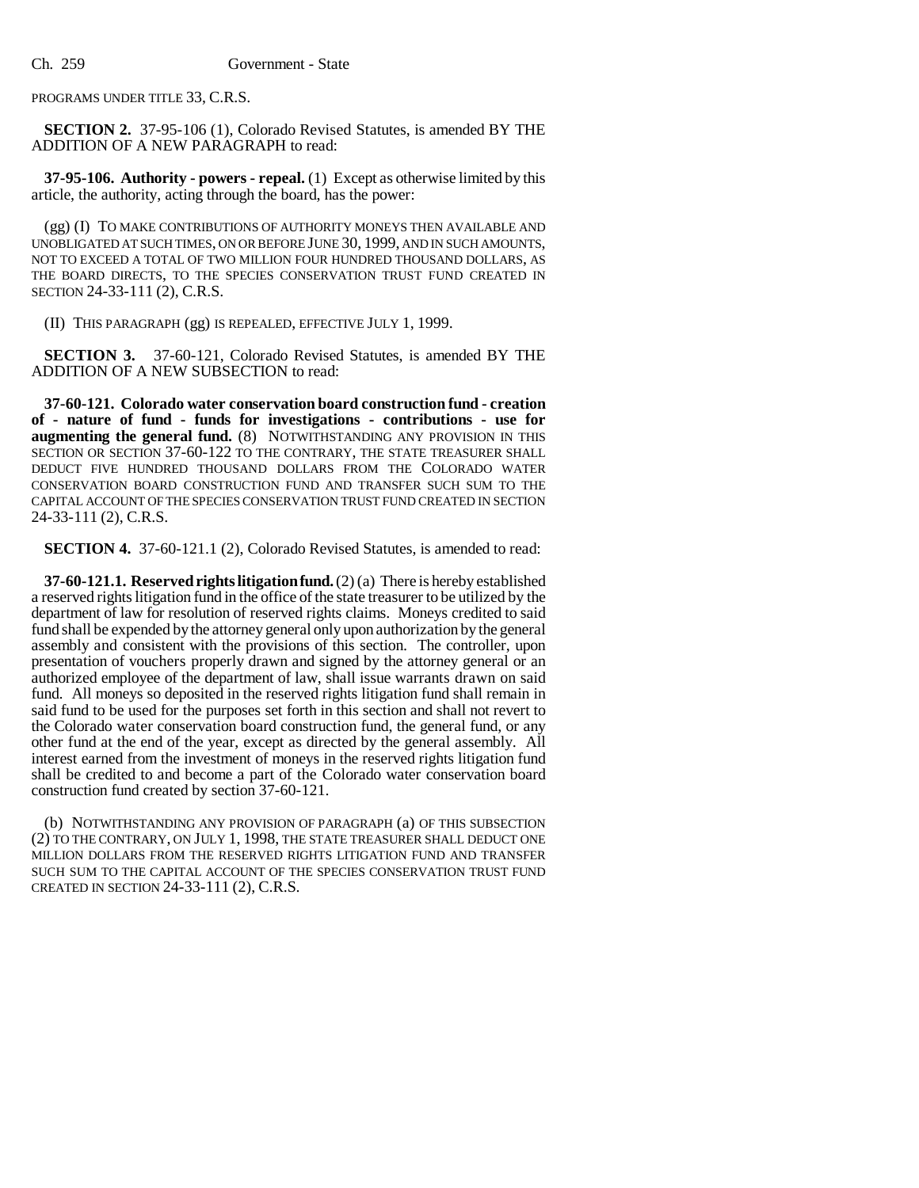PROGRAMS UNDER TITLE 33, C.R.S.

**SECTION 2.** 37-95-106 (1), Colorado Revised Statutes, is amended BY THE ADDITION OF A NEW PARAGRAPH to read:

**37-95-106. Authority - powers - repeal.** (1) Except as otherwise limited by this article, the authority, acting through the board, has the power:

(gg) (I) TO MAKE CONTRIBUTIONS OF AUTHORITY MONEYS THEN AVAILABLE AND UNOBLIGATED AT SUCH TIMES, ON OR BEFORE JUNE 30, 1999, AND IN SUCH AMOUNTS, NOT TO EXCEED A TOTAL OF TWO MILLION FOUR HUNDRED THOUSAND DOLLARS, AS THE BOARD DIRECTS, TO THE SPECIES CONSERVATION TRUST FUND CREATED IN SECTION 24-33-111 (2), C.R.S.

(II) THIS PARAGRAPH (gg) IS REPEALED, EFFECTIVE JULY 1, 1999.

**SECTION 3.** 37-60-121, Colorado Revised Statutes, is amended BY THE ADDITION OF A NEW SUBSECTION to read:

**37-60-121. Colorado water conservation board construction fund - creation of - nature of fund - funds for investigations - contributions - use for augmenting the general fund.** (8) NOTWITHSTANDING ANY PROVISION IN THIS SECTION OR SECTION 37-60-122 TO THE CONTRARY, THE STATE TREASURER SHALL DEDUCT FIVE HUNDRED THOUSAND DOLLARS FROM THE COLORADO WATER CONSERVATION BOARD CONSTRUCTION FUND AND TRANSFER SUCH SUM TO THE CAPITAL ACCOUNT OF THE SPECIES CONSERVATION TRUST FUND CREATED IN SECTION 24-33-111 (2), C.R.S.

**SECTION 4.** 37-60-121.1 (2), Colorado Revised Statutes, is amended to read:

**37-60-121.1. Reserved rights litigation fund.** (2) (a) There is hereby established a reserved rights litigation fund in the office of the state treasurer to be utilized by the department of law for resolution of reserved rights claims. Moneys credited to said fund shall be expended by the attorney general only upon authorization by the general assembly and consistent with the provisions of this section. The controller, upon presentation of vouchers properly drawn and signed by the attorney general or an authorized employee of the department of law, shall issue warrants drawn on said fund. All moneys so deposited in the reserved rights litigation fund shall remain in said fund to be used for the purposes set forth in this section and shall not revert to the Colorado water conservation board construction fund, the general fund, or any other fund at the end of the year, except as directed by the general assembly. All interest earned from the investment of moneys in the reserved rights litigation fund shall be credited to and become a part of the Colorado water conservation board construction fund created by section 37-60-121.

(b) NOTWITHSTANDING ANY PROVISION OF PARAGRAPH (a) OF THIS SUBSECTION (2) TO THE CONTRARY, ON JULY 1, 1998, THE STATE TREASURER SHALL DEDUCT ONE MILLION DOLLARS FROM THE RESERVED RIGHTS LITIGATION FUND AND TRANSFER SUCH SUM TO THE CAPITAL ACCOUNT OF THE SPECIES CONSERVATION TRUST FUND CREATED IN SECTION 24-33-111 (2), C.R.S.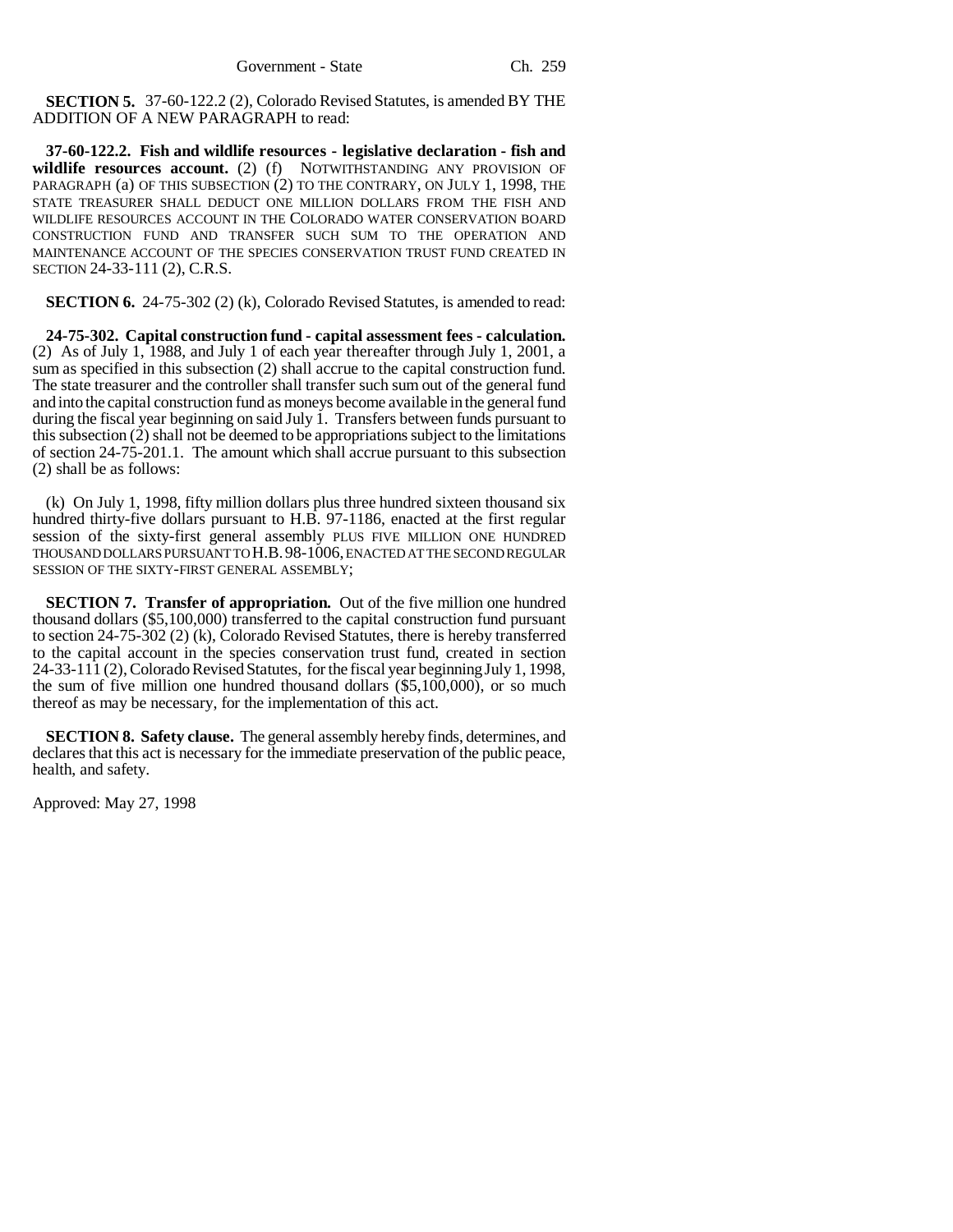**SECTION 5.** 37-60-122.2 (2), Colorado Revised Statutes, is amended BY THE ADDITION OF A NEW PARAGRAPH to read:

**37-60-122.2. Fish and wildlife resources - legislative declaration - fish and wildlife resources account.** (2) (f) NOTWITHSTANDING ANY PROVISION OF PARAGRAPH (a) OF THIS SUBSECTION (2) TO THE CONTRARY, ON JULY 1, 1998, THE STATE TREASURER SHALL DEDUCT ONE MILLION DOLLARS FROM THE FISH AND WILDLIFE RESOURCES ACCOUNT IN THE COLORADO WATER CONSERVATION BOARD CONSTRUCTION FUND AND TRANSFER SUCH SUM TO THE OPERATION AND MAINTENANCE ACCOUNT OF THE SPECIES CONSERVATION TRUST FUND CREATED IN SECTION 24-33-111 (2), C.R.S.

**SECTION 6.** 24-75-302 (2) (k), Colorado Revised Statutes, is amended to read:

**24-75-302. Capital construction fund - capital assessment fees - calculation.** (2) As of July 1, 1988, and July 1 of each year thereafter through July 1, 2001, a sum as specified in this subsection (2) shall accrue to the capital construction fund. The state treasurer and the controller shall transfer such sum out of the general fund and into the capital construction fund as moneys become available in the general fund during the fiscal year beginning on said July 1. Transfers between funds pursuant to this subsection (2) shall not be deemed to be appropriations subject to the limitations of section 24-75-201.1. The amount which shall accrue pursuant to this subsection (2) shall be as follows:

(k) On July 1, 1998, fifty million dollars plus three hundred sixteen thousand six hundred thirty-five dollars pursuant to H.B. 97-1186, enacted at the first regular session of the sixty-first general assembly PLUS FIVE MILLION ONE HUNDRED THOUSAND DOLLARS PURSUANT TO H.B. 98-1006, ENACTED AT THE SECOND REGULAR SESSION OF THE SIXTY-FIRST GENERAL ASSEMBLY;

**SECTION 7. Transfer of appropriation.** Out of the five million one hundred thousand dollars ($5,100,000) transferred to the capital construction fund pursuant to section 24-75-302 (2) (k), Colorado Revised Statutes, there is hereby transferred to the capital account in the species conservation trust fund, created in section 24-33-111 (2), Colorado Revised Statutes, for the fiscal year beginning July 1, 1998, the sum of five million one hundred thousand dollars ($5,100,000), or so much thereof as may be necessary, for the implementation of this act.

**SECTION 8. Safety clause.** The general assembly hereby finds, determines, and declares that this act is necessary for the immediate preservation of the public peace, health, and safety.

Approved: May 27, 1998